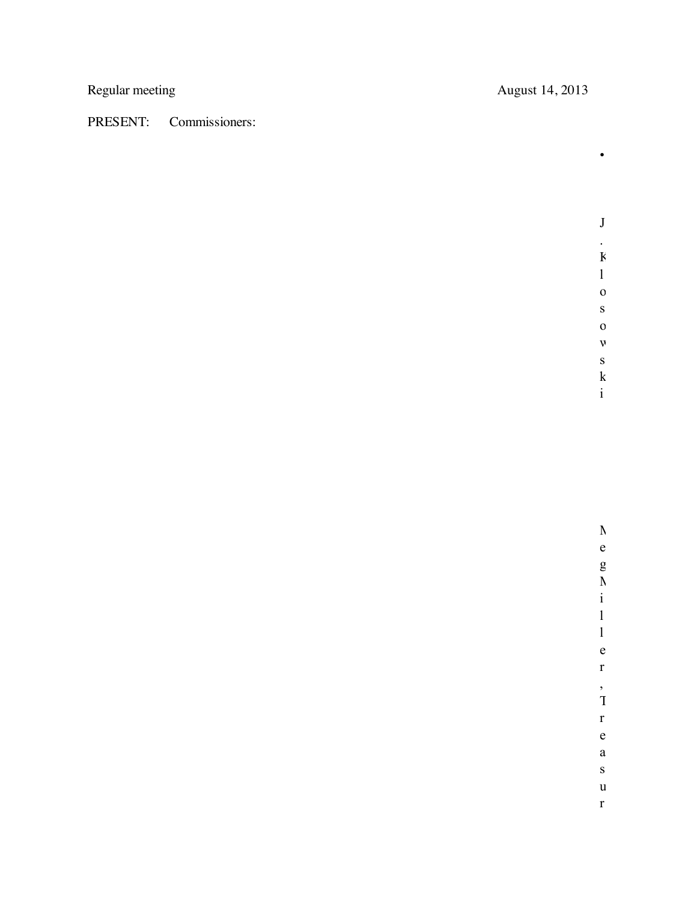Regular meeting August 14, 2013

PRESENT: Commissioners:

- J. Klosowski

Meg Miller, Treasur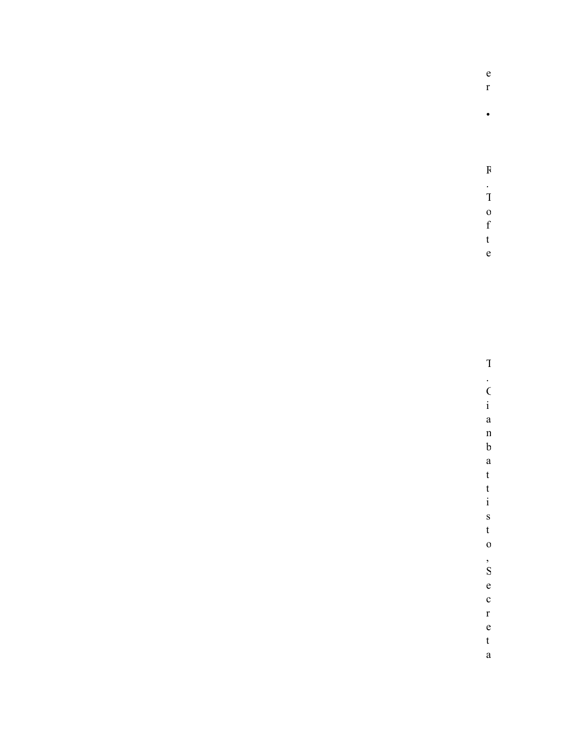e
r

•

F
.
T
o
f
t
e

T
.
C
i
a
n
b
a
t
t
i
s
t
o
,
S
e
c
r
e
t
a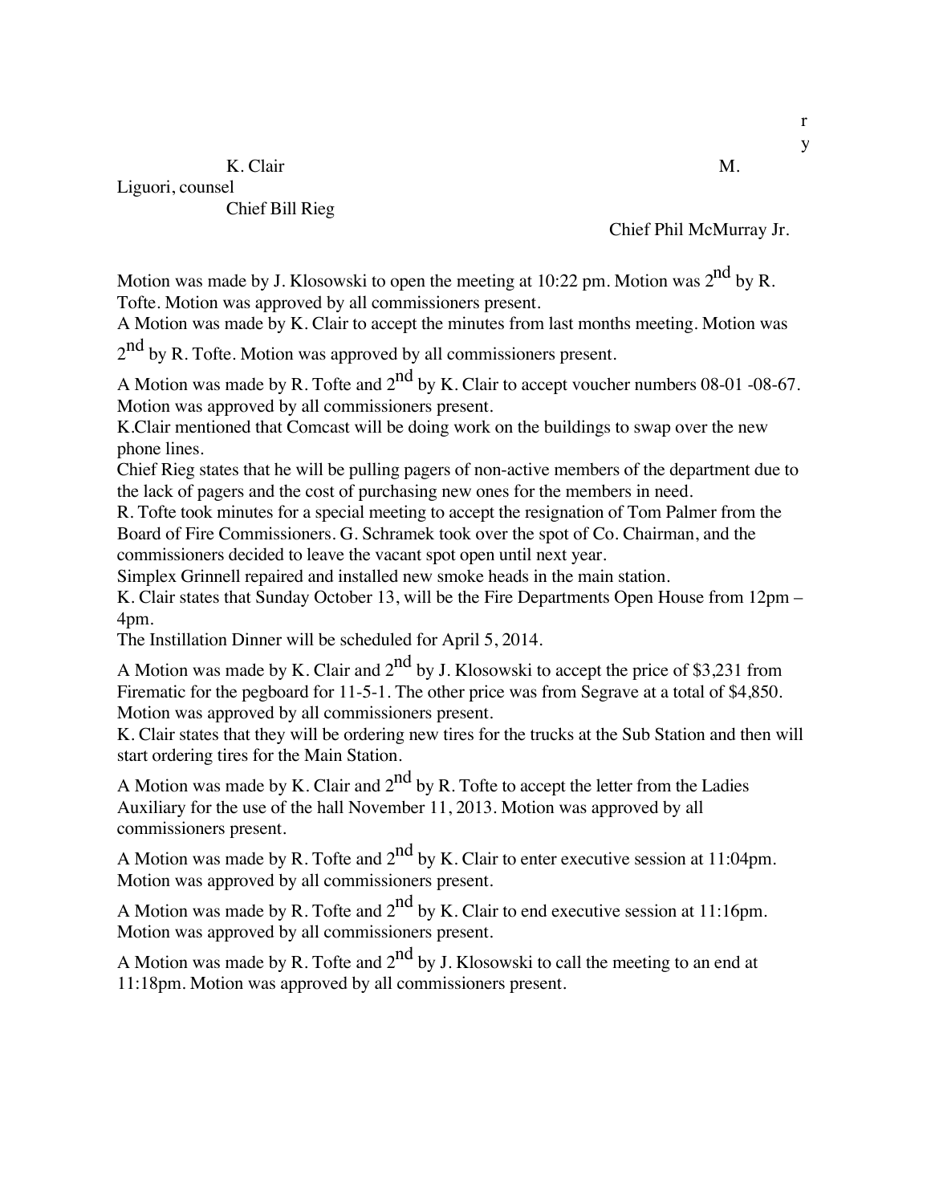r
y

K. Clair M.
Liguori, counsel
Chief Bill Rieg
Chief Phil McMurray Jr.

Motion was made by J. Klosowski to open the meeting at 10:22 pm. Motion was 2nd by R. Tofte. Motion was approved by all commissioners present.

A Motion was made by K. Clair to accept the minutes from last months meeting. Motion was 2nd by R. Tofte. Motion was approved by all commissioners present.

A Motion was made by R. Tofte and 2nd by K. Clair to accept voucher numbers 08-01 -08-67. Motion was approved by all commissioners present.

K.Clair mentioned that Comcast will be doing work on the buildings to swap over the new phone lines.

Chief Rieg states that he will be pulling pagers of non-active members of the department due to the lack of pagers and the cost of purchasing new ones for the members in need.

R. Tofte took minutes for a special meeting to accept the resignation of Tom Palmer from the Board of Fire Commissioners. G. Schramek took over the spot of Co. Chairman, and the commissioners decided to leave the vacant spot open until next year.

Simplex Grinnell repaired and installed new smoke heads in the main station.

K. Clair states that Sunday October 13, will be the Fire Departments Open House from 12pm – 4pm.

The Instillation Dinner will be scheduled for April 5, 2014.

A Motion was made by K. Clair and 2nd by J. Klosowski to accept the price of $3,231 from Firematic for the pegboard for 11-5-1. The other price was from Segrave at a total of $4,850. Motion was approved by all commissioners present.

K. Clair states that they will be ordering new tires for the trucks at the Sub Station and then will start ordering tires for the Main Station.

A Motion was made by K. Clair and 2nd by R. Tofte to accept the letter from the Ladies Auxiliary for the use of the hall November 11, 2013. Motion was approved by all commissioners present.

A Motion was made by R. Tofte and 2nd by K. Clair to enter executive session at 11:04pm. Motion was approved by all commissioners present.

A Motion was made by R. Tofte and 2nd by K. Clair to end executive session at 11:16pm. Motion was approved by all commissioners present.

A Motion was made by R. Tofte and 2nd by J. Klosowski to call the meeting to an end at 11:18pm. Motion was approved by all commissioners present.